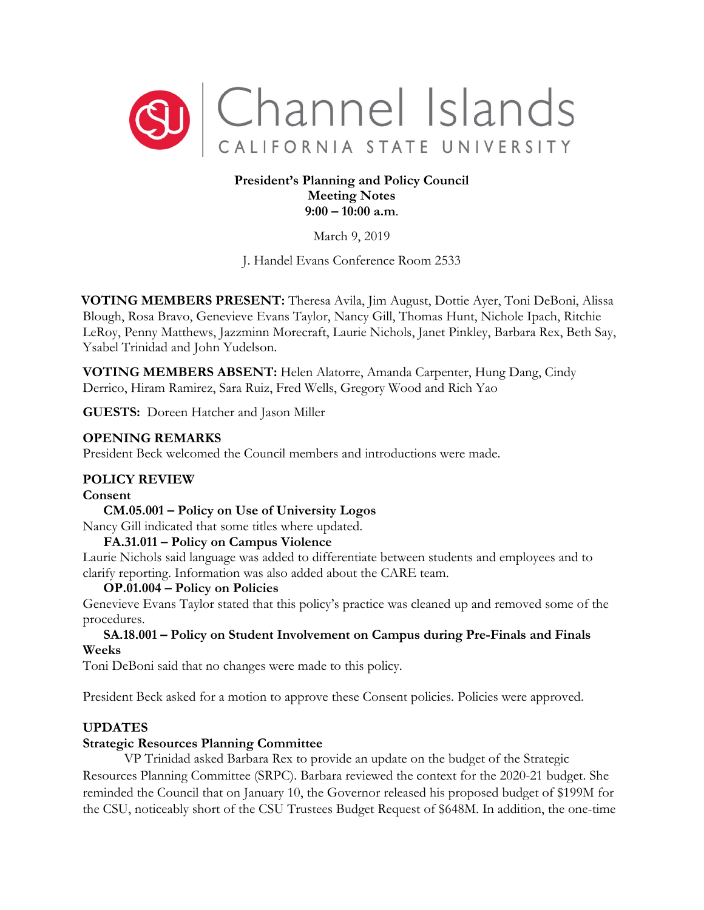Channel Islands
CALIFORNIA STATE UNIVERSITY

**President's Planning and Policy Council**
**Meeting Notes**
**9:00 – 10:00 a.m**.

March 9, 2019

J. Handel Evans Conference Room 2533

**VOTING MEMBERS PRESENT:** Theresa Avila, Jim August, Dottie Ayer, Toni DeBoni, Alissa Blough, Rosa Bravo, Genevieve Evans Taylor, Nancy Gill, Thomas Hunt, Nichole Ipach, Ritchie LeRoy, Penny Matthews, Jazzminn Morecraft, Laurie Nichols, Janet Pinkley, Barbara Rex, Beth Say, Ysabel Trinidad and John Yudelson.

**VOTING MEMBERS ABSENT:** Helen Alatorre, Amanda Carpenter, Hung Dang, Cindy Derrico, Hiram Ramirez, Sara Ruiz, Fred Wells, Gregory Wood and Rich Yao

**GUESTS:** Doreen Hatcher and Jason Miller

## OPENING REMARKS

President Beck welcomed the Council members and introductions were made.

## POLICY REVIEW

### Consent

**CM.05.001 – Policy on Use of University Logos**

Nancy Gill indicated that some titles where updated.

**FA.31.011 – Policy on Campus Violence**

Laurie Nichols said language was added to differentiate between students and employees and to clarify reporting. Information was also added about the CARE team.

**OP.01.004 – Policy on Policies**

Genevieve Evans Taylor stated that this policy's practice was cleaned up and removed some of the procedures.

**SA.18.001 – Policy on Student Involvement on Campus during Pre-Finals and Finals Weeks**

Toni DeBoni said that no changes were made to this policy.

President Beck asked for a motion to approve these Consent policies. Policies were approved.

## UPDATES

### Strategic Resources Planning Committee

VP Trinidad asked Barbara Rex to provide an update on the budget of the Strategic Resources Planning Committee (SRPC). Barbara reviewed the context for the 2020-21 budget. She reminded the Council that on January 10, the Governor released his proposed budget of $199M for the CSU, noticeably short of the CSU Trustees Budget Request of $648M. In addition, the one-time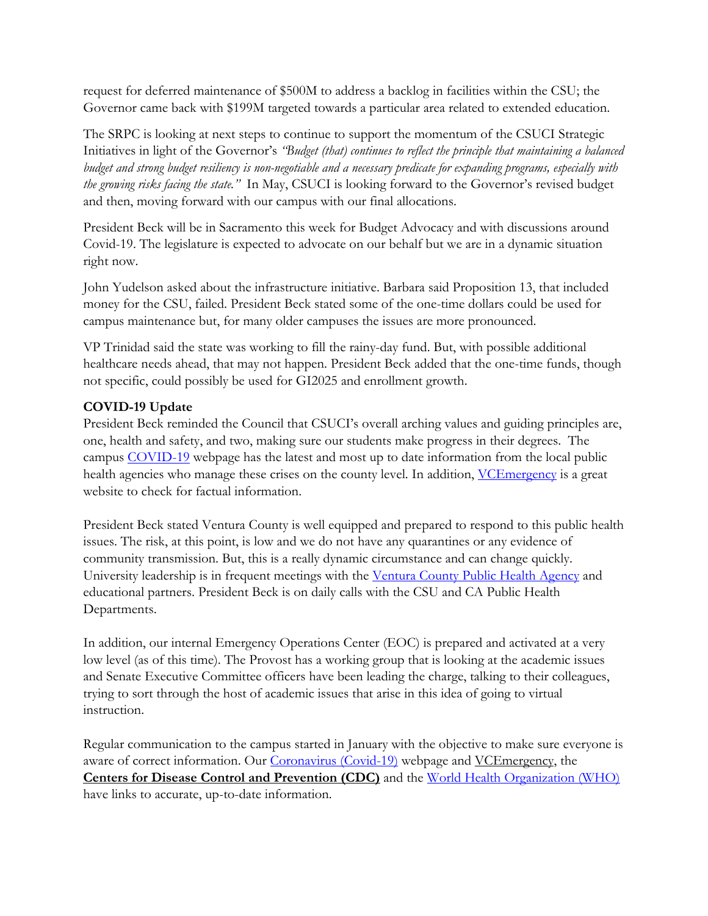request for deferred maintenance of $500M to address a backlog in facilities within the CSU; the Governor came back with $199M targeted towards a particular area related to extended education.

The SRPC is looking at next steps to continue to support the momentum of the CSUCI Strategic Initiatives in light of the Governor's *"Budget (that) continues to reflect the principle that maintaining a balanced budget and strong budget resiliency is non-negotiable and a necessary predicate for expanding programs, especially with the growing risks facing the state."* In May, CSUCI is looking forward to the Governor's revised budget and then, moving forward with our campus with our final allocations.

President Beck will be in Sacramento this week for Budget Advocacy and with discussions around Covid-19. The legislature is expected to advocate on our behalf but we are in a dynamic situation right now.

John Yudelson asked about the infrastructure initiative. Barbara said Proposition 13, that included money for the CSU, failed. President Beck stated some of the one-time dollars could be used for campus maintenance but, for many older campuses the issues are more pronounced.

VP Trinidad said the state was working to fill the rainy-day fund. But, with possible additional healthcare needs ahead, that may not happen. President Beck added that the one-time funds, though not specific, could possibly be used for GI2025 and enrollment growth.

**COVID-19 Update**

President Beck reminded the Council that CSUCI's overall arching values and guiding principles are, one, health and safety, and two, making sure our students make progress in their degrees. The campus COVID-19 webpage has the latest and most up to date information from the local public health agencies who manage these crises on the county level. In addition, VCEmergency is a great website to check for factual information.

President Beck stated Ventura County is well equipped and prepared to respond to this public health issues. The risk, at this point, is low and we do not have any quarantines or any evidence of community transmission. But, this is a really dynamic circumstance and can change quickly. University leadership is in frequent meetings with the Ventura County Public Health Agency and educational partners. President Beck is on daily calls with the CSU and CA Public Health Departments.

In addition, our internal Emergency Operations Center (EOC) is prepared and activated at a very low level (as of this time). The Provost has a working group that is looking at the academic issues and Senate Executive Committee officers have been leading the charge, talking to their colleagues, trying to sort through the host of academic issues that arise in this idea of going to virtual instruction.

Regular communication to the campus started in January with the objective to make sure everyone is aware of correct information. Our Coronavirus (Covid-19) webpage and VCEmergency, the **Centers for Disease Control and Prevention (CDC)** and the World Health Organization (WHO) have links to accurate, up-to-date information.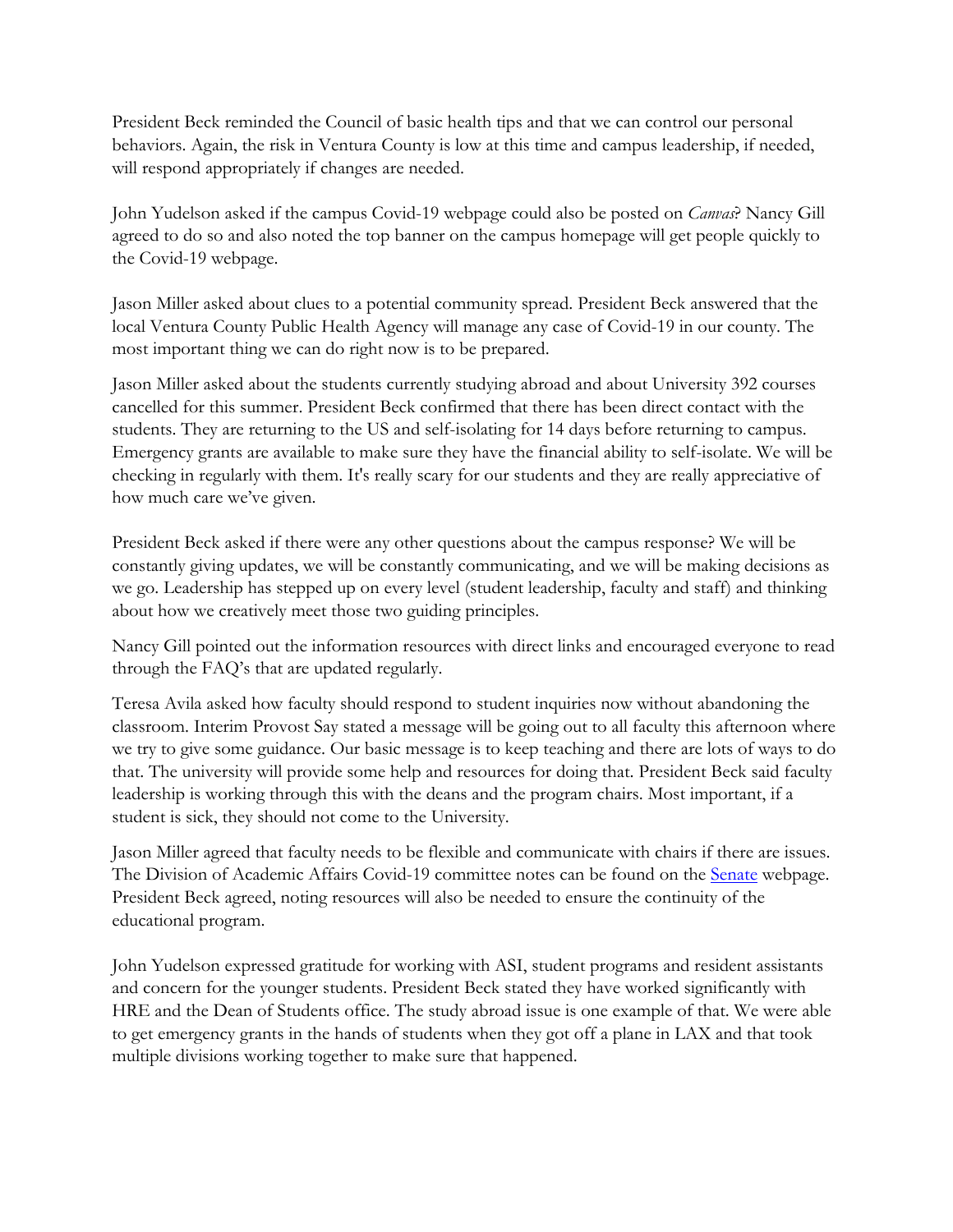President Beck reminded the Council of basic health tips and that we can control our personal behaviors. Again, the risk in Ventura County is low at this time and campus leadership, if needed, will respond appropriately if changes are needed.

John Yudelson asked if the campus Covid-19 webpage could also be posted on *Canvas*? Nancy Gill agreed to do so and also noted the top banner on the campus homepage will get people quickly to the Covid-19 webpage.

Jason Miller asked about clues to a potential community spread. President Beck answered that the local Ventura County Public Health Agency will manage any case of Covid-19 in our county. The most important thing we can do right now is to be prepared.

Jason Miller asked about the students currently studying abroad and about University 392 courses cancelled for this summer. President Beck confirmed that there has been direct contact with the students. They are returning to the US and self-isolating for 14 days before returning to campus. Emergency grants are available to make sure they have the financial ability to self-isolate. We will be checking in regularly with them. It's really scary for our students and they are really appreciative of how much care we've given.

President Beck asked if there were any other questions about the campus response? We will be constantly giving updates, we will be constantly communicating, and we will be making decisions as we go. Leadership has stepped up on every level (student leadership, faculty and staff) and thinking about how we creatively meet those two guiding principles.

Nancy Gill pointed out the information resources with direct links and encouraged everyone to read through the FAQ's that are updated regularly.

Teresa Avila asked how faculty should respond to student inquiries now without abandoning the classroom. Interim Provost Say stated a message will be going out to all faculty this afternoon where we try to give some guidance. Our basic message is to keep teaching and there are lots of ways to do that. The university will provide some help and resources for doing that. President Beck said faculty leadership is working through this with the deans and the program chairs. Most important, if a student is sick, they should not come to the University.

Jason Miller agreed that faculty needs to be flexible and communicate with chairs if there are issues. The Division of Academic Affairs Covid-19 committee notes can be found on the Senate webpage. President Beck agreed, noting resources will also be needed to ensure the continuity of the educational program.

John Yudelson expressed gratitude for working with ASI, student programs and resident assistants and concern for the younger students. President Beck stated they have worked significantly with HRE and the Dean of Students office. The study abroad issue is one example of that. We were able to get emergency grants in the hands of students when they got off a plane in LAX and that took multiple divisions working together to make sure that happened.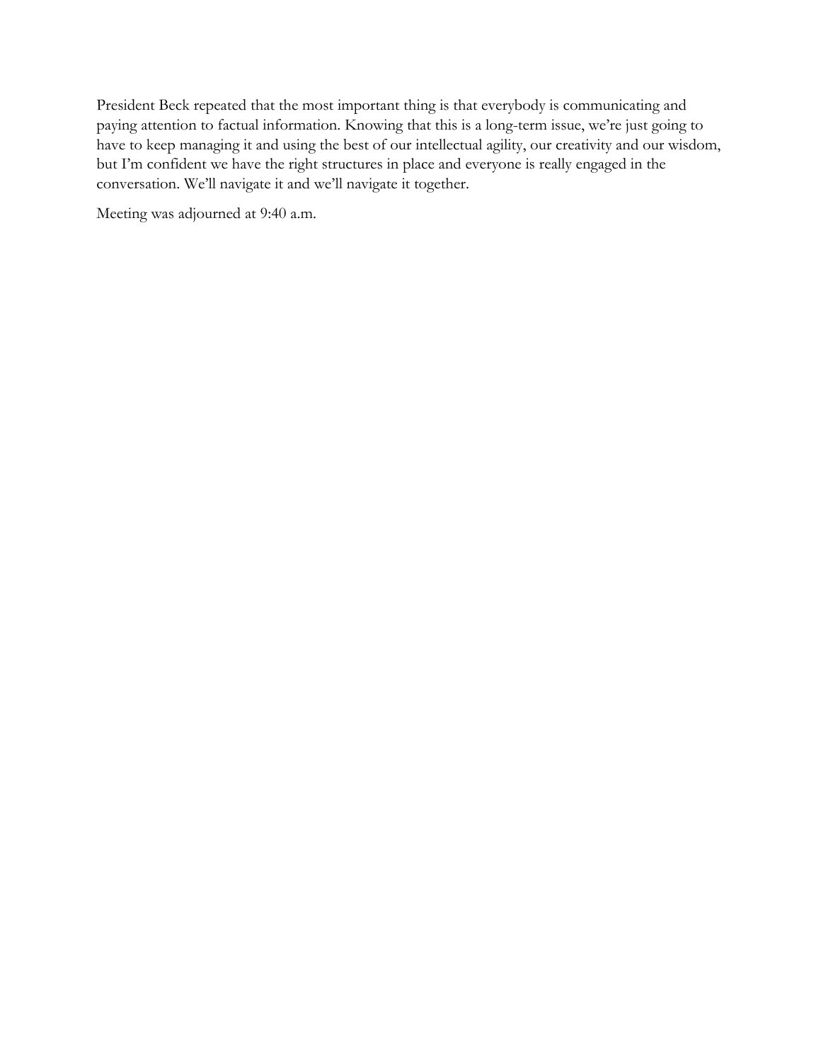President Beck repeated that the most important thing is that everybody is communicating and paying attention to factual information. Knowing that this is a long-term issue, we're just going to have to keep managing it and using the best of our intellectual agility, our creativity and our wisdom, but I'm confident we have the right structures in place and everyone is really engaged in the conversation. We'll navigate it and we'll navigate it together.

Meeting was adjourned at 9:40 a.m.